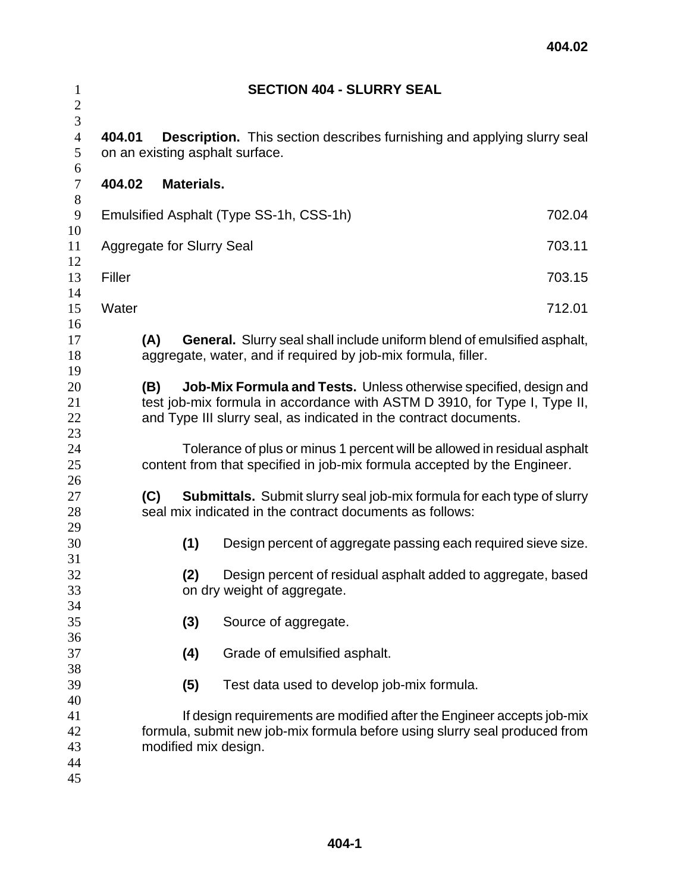# SECTION 404 - SLURRY SEAL

**404.01 Description.** This section describes furnishing and applying slurry seal on an existing asphalt surface.

**404.02 Materials.**

| | |
|---|---|
| Emulsified Asphalt (Type SS-1h, CSS-1h) | 702.04 |
| Aggregate for Slurry Seal | 703.11 |
| Filler | 703.15 |
| Water | 712.01 |

**(A) General.** Slurry seal shall include uniform blend of emulsified asphalt, aggregate, water, and if required by job-mix formula, filler.

**(B) Job-Mix Formula and Tests.** Unless otherwise specified, design and test job-mix formula in accordance with ASTM D 3910, for Type I, Type II, and Type III slurry seal, as indicated in the contract documents.

Tolerance of plus or minus 1 percent will be allowed in residual asphalt content from that specified in job-mix formula accepted by the Engineer.

**(C) Submittals.** Submit slurry seal job-mix formula for each type of slurry seal mix indicated in the contract documents as follows:

**(1)** Design percent of aggregate passing each required sieve size.

**(2)** Design percent of residual asphalt added to aggregate, based on dry weight of aggregate.

**(3)** Source of aggregate.

**(4)** Grade of emulsified asphalt.

**(5)** Test data used to develop job-mix formula.

If design requirements are modified after the Engineer accepts job-mix formula, submit new job-mix formula before using slurry seal produced from modified mix design.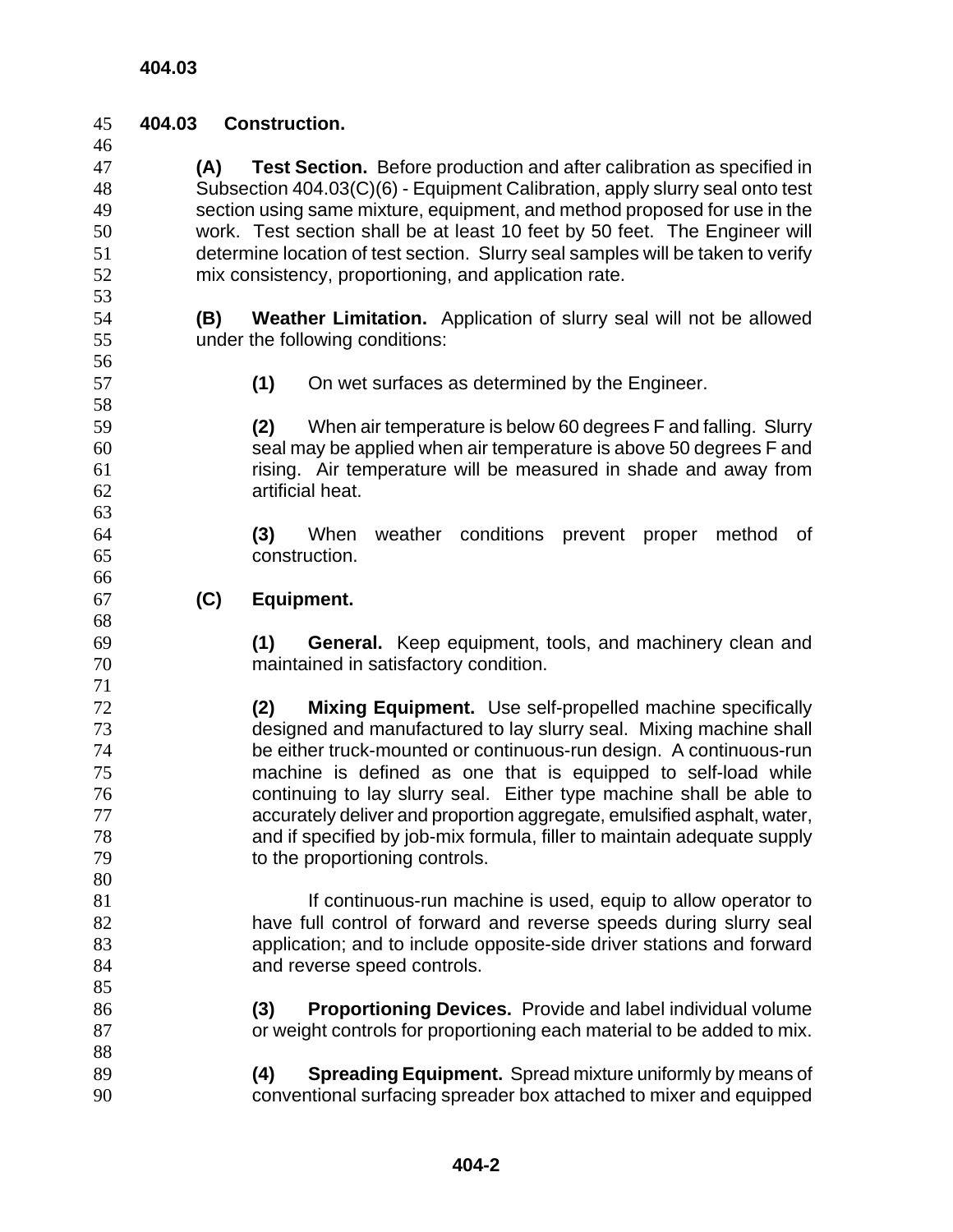## 404.03 Construction.

**(A) Test Section.** Before production and after calibration as specified in Subsection 404.03(C)(6) - Equipment Calibration, apply slurry seal onto test section using same mixture, equipment, and method proposed for use in the work. Test section shall be at least 10 feet by 50 feet. The Engineer will determine location of test section. Slurry seal samples will be taken to verify mix consistency, proportioning, and application rate.

**(B) Weather Limitation.** Application of slurry seal will not be allowed under the following conditions:

**(1)** On wet surfaces as determined by the Engineer.

**(2)** When air temperature is below 60 degrees F and falling. Slurry seal may be applied when air temperature is above 50 degrees F and rising. Air temperature will be measured in shade and away from artificial heat.

**(3)** When weather conditions prevent proper method of construction.

**(C) Equipment.**

**(1) General.** Keep equipment, tools, and machinery clean and maintained in satisfactory condition.

**(2) Mixing Equipment.** Use self-propelled machine specifically designed and manufactured to lay slurry seal. Mixing machine shall be either truck-mounted or continuous-run design. A continuous-run machine is defined as one that is equipped to self-load while continuing to lay slurry seal. Either type machine shall be able to accurately deliver and proportion aggregate, emulsified asphalt, water, and if specified by job-mix formula, filler to maintain adequate supply to the proportioning controls.

If continuous-run machine is used, equip to allow operator to have full control of forward and reverse speeds during slurry seal application; and to include opposite-side driver stations and forward and reverse speed controls.

**(3) Proportioning Devices.** Provide and label individual volume or weight controls for proportioning each material to be added to mix.

**(4) Spreading Equipment.** Spread mixture uniformly by means of conventional surfacing spreader box attached to mixer and equipped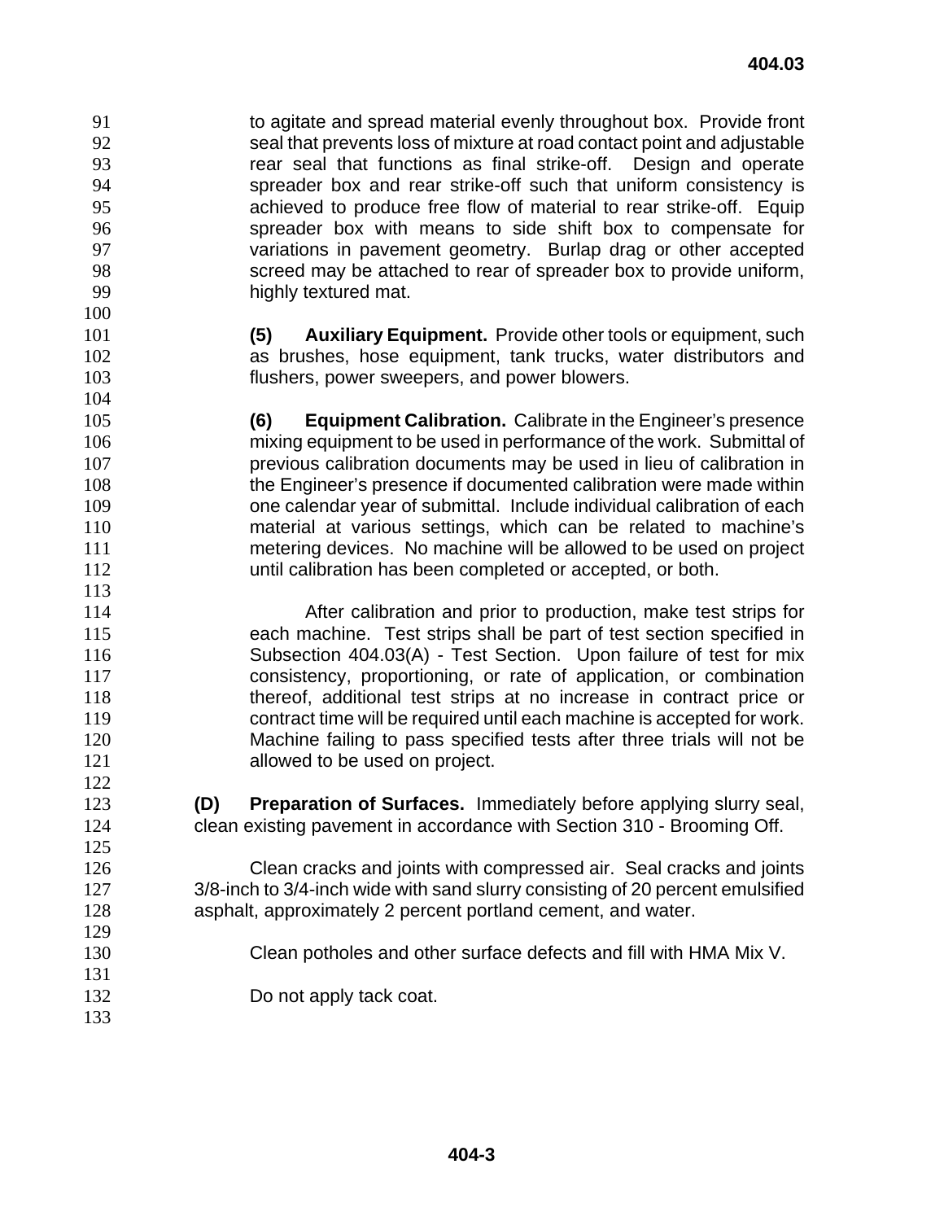to agitate and spread material evenly throughout box. Provide front seal that prevents loss of mixture at road contact point and adjustable rear seal that functions as final strike-off. Design and operate spreader box and rear strike-off such that uniform consistency is achieved to produce free flow of material to rear strike-off. Equip spreader box with means to side shift box to compensate for variations in pavement geometry. Burlap drag or other accepted screed may be attached to rear of spreader box to provide uniform, highly textured mat.

**(5) Auxiliary Equipment.** Provide other tools or equipment, such as brushes, hose equipment, tank trucks, water distributors and flushers, power sweepers, and power blowers.

**(6) Equipment Calibration.** Calibrate in the Engineer's presence mixing equipment to be used in performance of the work. Submittal of previous calibration documents may be used in lieu of calibration in the Engineer's presence if documented calibration were made within one calendar year of submittal. Include individual calibration of each material at various settings, which can be related to machine's metering devices. No machine will be allowed to be used on project until calibration has been completed or accepted, or both.

After calibration and prior to production, make test strips for each machine. Test strips shall be part of test section specified in Subsection 404.03(A) - Test Section. Upon failure of test for mix consistency, proportioning, or rate of application, or combination thereof, additional test strips at no increase in contract price or contract time will be required until each machine is accepted for work. Machine failing to pass specified tests after three trials will not be allowed to be used on project.

**(D) Preparation of Surfaces.** Immediately before applying slurry seal, clean existing pavement in accordance with Section 310 - Brooming Off.

Clean cracks and joints with compressed air. Seal cracks and joints 3/8-inch to 3/4-inch wide with sand slurry consisting of 20 percent emulsified asphalt, approximately 2 percent portland cement, and water.

Clean potholes and other surface defects and fill with HMA Mix V.

Do not apply tack coat.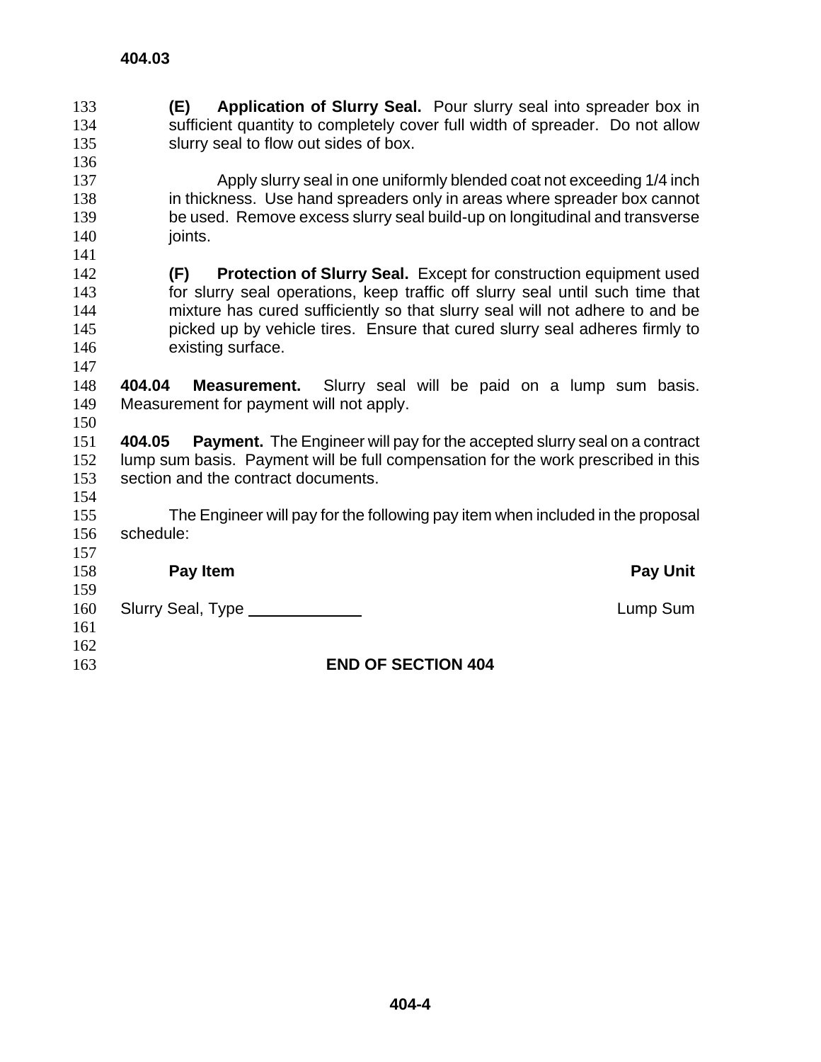**(E) Application of Slurry Seal.** Pour slurry seal into spreader box in sufficient quantity to completely cover full width of spreader. Do not allow slurry seal to flow out sides of box.

Apply slurry seal in one uniformly blended coat not exceeding 1/4 inch in thickness. Use hand spreaders only in areas where spreader box cannot be used. Remove excess slurry seal build-up on longitudinal and transverse joints.

**(F) Protection of Slurry Seal.** Except for construction equipment used for slurry seal operations, keep traffic off slurry seal until such time that mixture has cured sufficiently so that slurry seal will not adhere to and be picked up by vehicle tires. Ensure that cured slurry seal adheres firmly to existing surface.

**404.04 Measurement.** Slurry seal will be paid on a lump sum basis. Measurement for payment will not apply.

**404.05 Payment.** The Engineer will pay for the accepted slurry seal on a contract lump sum basis. Payment will be full compensation for the work prescribed in this section and the contract documents.

The Engineer will pay for the following pay item when included in the proposal schedule:

| **Pay Item** | **Pay Unit** |
|---|---|
| Slurry Seal, Type ____________ | Lump Sum |

**END OF SECTION 404**